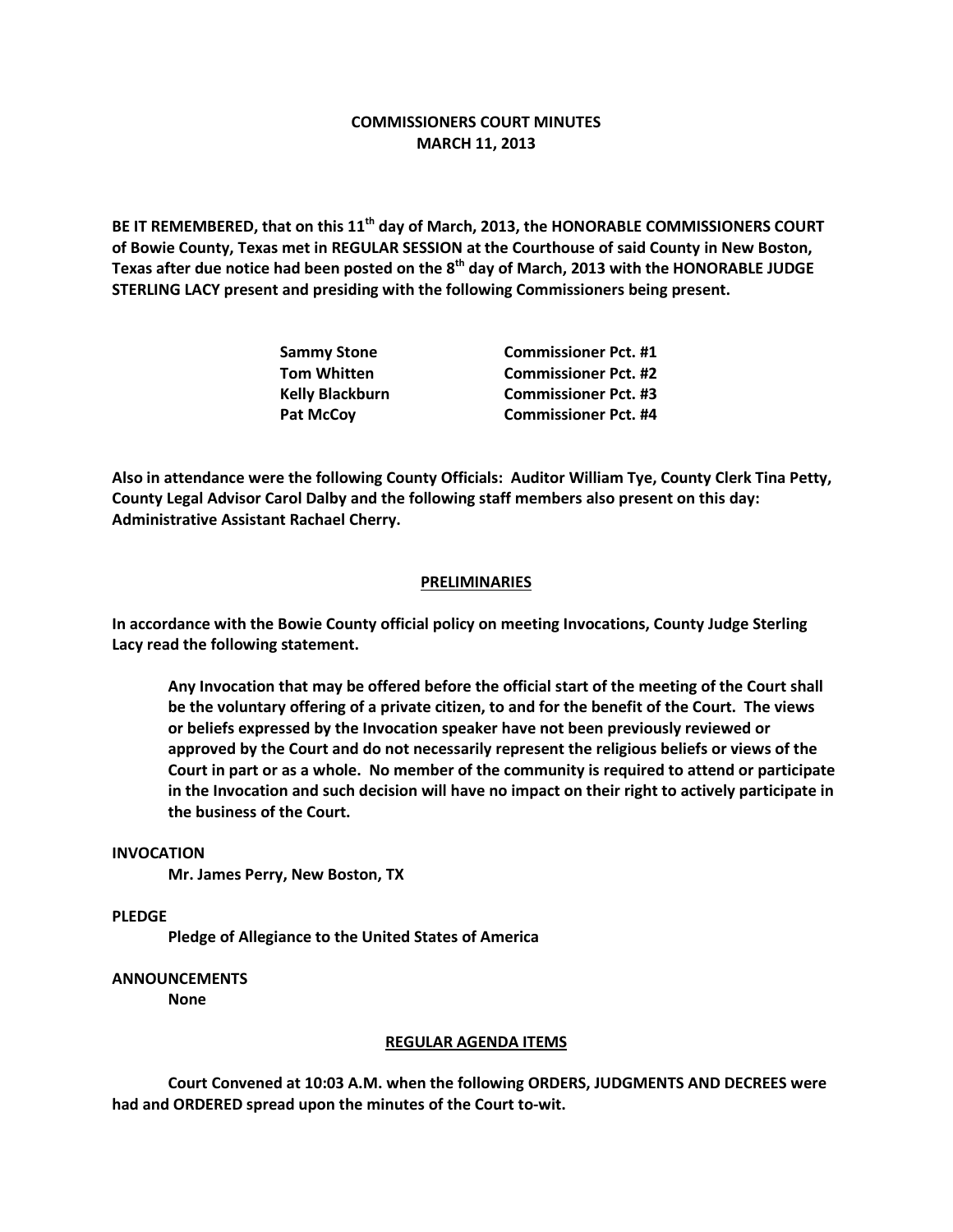**COMMISSIONERS COURT MINUTES**
**MARCH 11, 2013**

**BE IT REMEMBERED, that on this 11th day of March, 2013, the HONORABLE COMMISSIONERS COURT of Bowie County, Texas met in REGULAR SESSION at the Courthouse of said County in New Boston, Texas after due notice had been posted on the 8th day of March, 2013 with the HONORABLE JUDGE STERLING LACY present and presiding with the following Commissioners being present.**

| | |
|---|---|
| **Sammy Stone** | **Commissioner Pct. #1** |
| **Tom Whitten** | **Commissioner Pct. #2** |
| **Kelly Blackburn** | **Commissioner Pct. #3** |
| **Pat McCoy** | **Commissioner Pct. #4** |

**Also in attendance were the following County Officials: Auditor William Tye, County Clerk Tina Petty, County Legal Advisor Carol Dalby and the following staff members also present on this day: Administrative Assistant Rachael Cherry.**

## PRELIMINARIES

**In accordance with the Bowie County official policy on meeting Invocations, County Judge Sterling Lacy read the following statement.**

> **Any Invocation that may be offered before the official start of the meeting of the Court shall be the voluntary offering of a private citizen, to and for the benefit of the Court. The views or beliefs expressed by the Invocation speaker have not been previously reviewed or approved by the Court and do not necessarily represent the religious beliefs or views of the Court in part or as a whole. No member of the community is required to attend or participate in the Invocation and such decision will have no impact on their right to actively participate in the business of the Court.**

**INVOCATION**

**Mr. James Perry, New Boston, TX**

**PLEDGE**

**Pledge of Allegiance to the United States of America**

**ANNOUNCEMENTS**

**None**

## REGULAR AGENDA ITEMS

**Court Convened at 10:03 A.M. when the following ORDERS, JUDGMENTS AND DECREES were had and ORDERED spread upon the minutes of the Court to-wit.**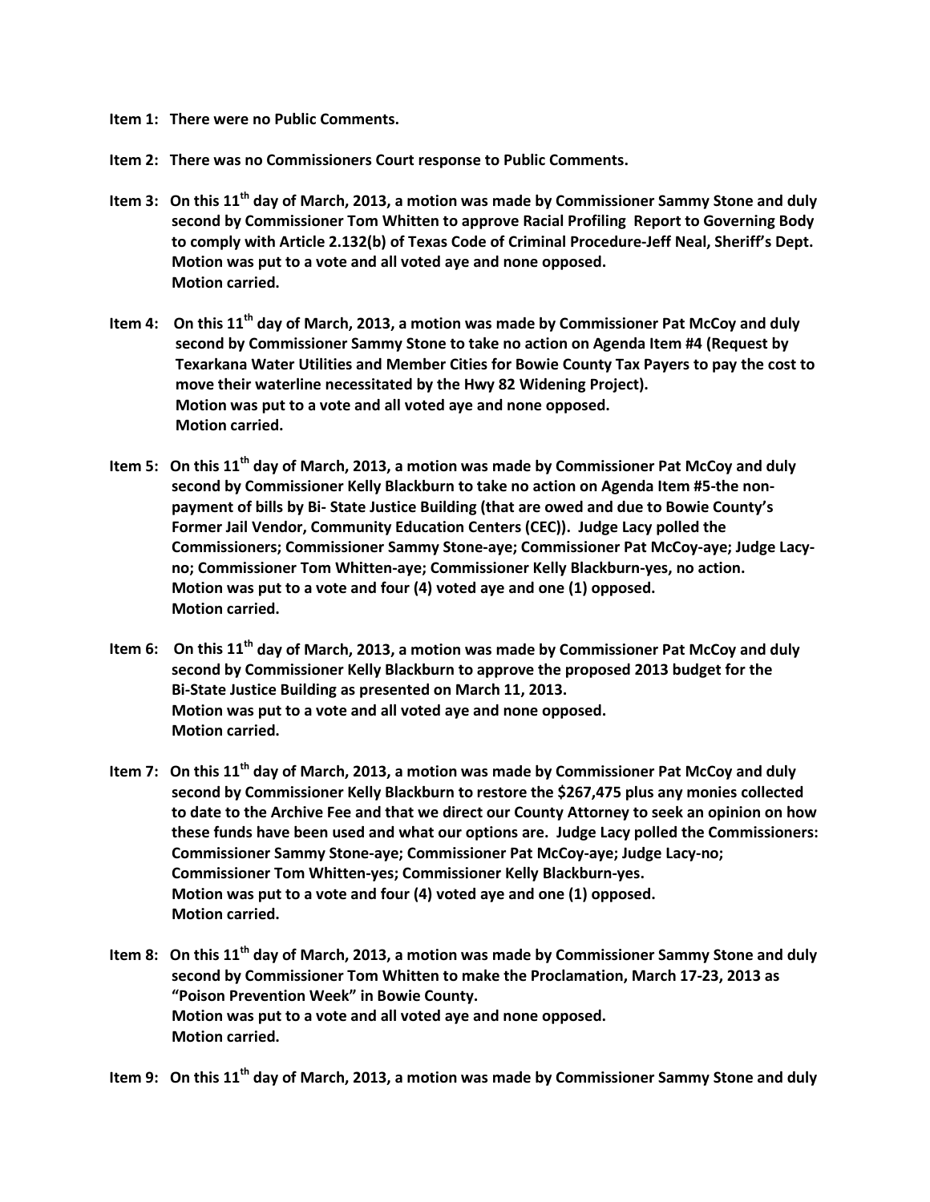**Item 1: There were no Public Comments.**

**Item 2: There was no Commissioners Court response to Public Comments.**

**Item 3: On this 11th day of March, 2013, a motion was made by Commissioner Sammy Stone and duly second by Commissioner Tom Whitten to approve Racial Profiling Report to Governing Body to comply with Article 2.132(b) of Texas Code of Criminal Procedure-Jeff Neal, Sheriff's Dept. Motion was put to a vote and all voted aye and none opposed. Motion carried.**

**Item 4: On this 11th day of March, 2013, a motion was made by Commissioner Pat McCoy and duly second by Commissioner Sammy Stone to take no action on Agenda Item #4 (Request by Texarkana Water Utilities and Member Cities for Bowie County Tax Payers to pay the cost to move their waterline necessitated by the Hwy 82 Widening Project). Motion was put to a vote and all voted aye and none opposed. Motion carried.**

**Item 5: On this 11th day of March, 2013, a motion was made by Commissioner Pat McCoy and duly second by Commissioner Kelly Blackburn to take no action on Agenda Item #5-the non-payment of bills by Bi- State Justice Building (that are owed and due to Bowie County's Former Jail Vendor, Community Education Centers (CEC)). Judge Lacy polled the Commissioners; Commissioner Sammy Stone-aye; Commissioner Pat McCoy-aye; Judge Lacy-no; Commissioner Tom Whitten-aye; Commissioner Kelly Blackburn-yes, no action. Motion was put to a vote and four (4) voted aye and one (1) opposed. Motion carried.**

**Item 6: On this 11th day of March, 2013, a motion was made by Commissioner Pat McCoy and duly second by Commissioner Kelly Blackburn to approve the proposed 2013 budget for the Bi-State Justice Building as presented on March 11, 2013. Motion was put to a vote and all voted aye and none opposed. Motion carried.**

**Item 7: On this 11th day of March, 2013, a motion was made by Commissioner Pat McCoy and duly second by Commissioner Kelly Blackburn to restore the $267,475 plus any monies collected to date to the Archive Fee and that we direct our County Attorney to seek an opinion on how these funds have been used and what our options are. Judge Lacy polled the Commissioners: Commissioner Sammy Stone-aye; Commissioner Pat McCoy-aye; Judge Lacy-no; Commissioner Tom Whitten-yes; Commissioner Kelly Blackburn-yes. Motion was put to a vote and four (4) voted aye and one (1) opposed. Motion carried.**

**Item 8: On this 11th day of March, 2013, a motion was made by Commissioner Sammy Stone and duly second by Commissioner Tom Whitten to make the Proclamation, March 17-23, 2013 as "Poison Prevention Week" in Bowie County. Motion was put to a vote and all voted aye and none opposed. Motion carried.**

**Item 9: On this 11th day of March, 2013, a motion was made by Commissioner Sammy Stone and duly**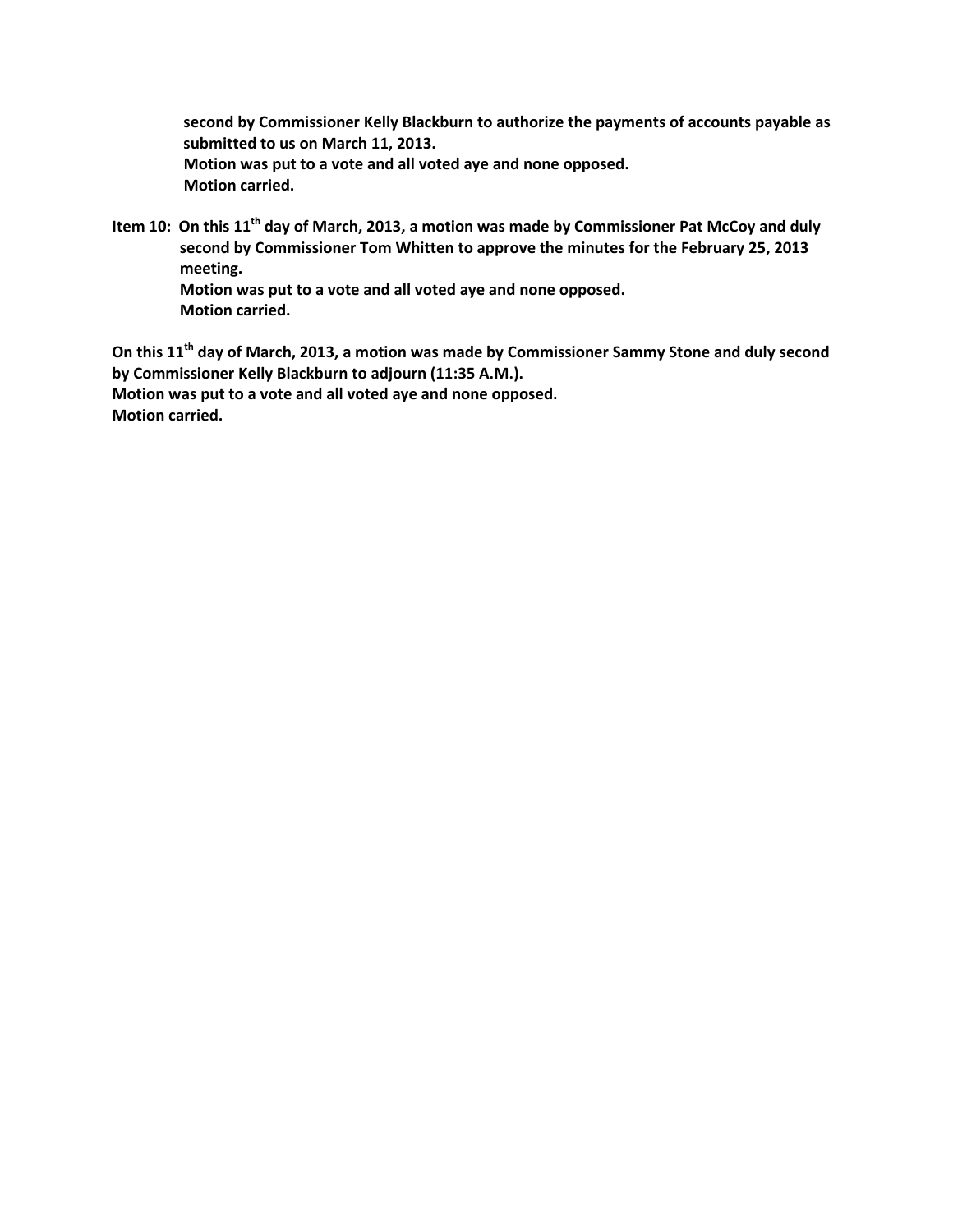**second by Commissioner Kelly Blackburn to authorize the payments of accounts payable as submitted to us on March 11, 2013.**
**Motion was put to a vote and all voted aye and none opposed.**
**Motion carried.**

**Item 10: On this 11th day of March, 2013, a motion was made by Commissioner Pat McCoy and duly second by Commissioner Tom Whitten to approve the minutes for the February 25, 2013 meeting.**
**Motion was put to a vote and all voted aye and none opposed.**
**Motion carried.**

**On this 11th day of March, 2013, a motion was made by Commissioner Sammy Stone and duly second by Commissioner Kelly Blackburn to adjourn (11:35 A.M.).**
**Motion was put to a vote and all voted aye and none opposed.**
**Motion carried.**